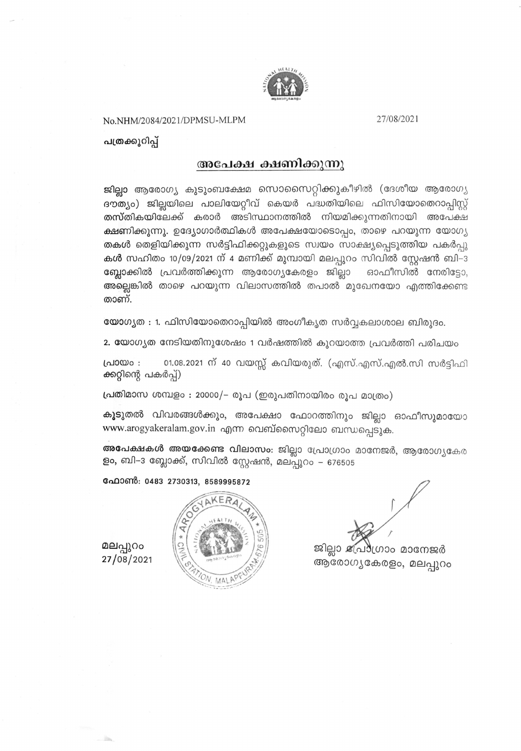No.NHM/2084/2021/DPMSU-MLPM 27/08/2021

പത്രക്കുറിപ്പ്

## അപേക്ഷ ക്ഷണിക്കുന്നു

ജില്ലാ ആരോഗ്യ കുടുംബക്ഷേമ സൊസൈറ്റിക്കുകീഴിൽ (ദേശീയ ആരോഗ്യ ദൗത്യം) ജില്ലയിലെ പാലിയേറ്റീവ് കെയർ പദ്ധതിയിലെ ഫിസിയോതെറാപ്പിസ്റ്റ് തസ്തികയിലേക്ക് കരാർ അടിസ്ഥാനത്തിൽ നിയമിക്കുന്നതിനായി അപേക്ഷ ക്ഷണിക്കുന്നു. ഉദ്യോഗാർത്ഥികൾ അപേക്ഷയോടൊപ്പം, താഴെ പറയുന്ന യോഗ്യതകൾ തെളിയിക്കുന്ന സർട്ടിഫിക്കറ്റുകളുടെ സ്വയം സാക്ഷ്യപ്പെടുത്തിയ പകർപ്പുകൾ സഹിതം 10/09/2021 ന് 4 മണിക്ക് മുമ്പായി മലപ്പുറം സിവിൽ സ്റ്റേഷൻ ബി–3 ബ്ലോക്കിൽ പ്രവർത്തിക്കുന്ന ആരോഗ്യകേരളം ജില്ലാ ഓഫീസിൽ നേരിട്ടോ, അല്ലെങ്കിൽ താഴെ പറയുന്ന വിലാസത്തിൽ തപാൽ മുഖേനയോ എത്തിക്കേണ്ടതാണ്.

**യോഗ്യത :** 1. ഫിസിയോതെറാപ്പിയിൽ അംഗീകൃത സർവ്വകലാശാല ബിരുദം.

2. യോഗ്യത നേടിയതിനുശേഷം 1 വർഷത്തിൽ കുറയാത്ത പ്രവർത്തി പരിചയം

പ്രായം : 01.08.2021 ന് 40 വയസ്സ് കവിയരുത്. (എസ്.എസ്.എൽ.സി സർട്ടിഫിക്കറ്റിന്റെ പകർപ്പ്)

പ്രതിമാസ ശമ്പളം : 20000/– രൂപ (ഇരുപതിനായിരം രൂപ മാത്രം)

**കൂടുതൽ** വിവരങ്ങൾക്കും, അപേക്ഷാ ഫോറത്തിനും ജില്ലാ ഓഫീസുമായോ www.arogyakeralam.gov.in എന്ന വെബ്സൈറ്റിലോ ബന്ധപ്പെടുക.

**അപേക്ഷകൾ അയക്കേണ്ട വിലാസം:** ജില്ലാ പ്രോഗ്രാം മാനേജർ, ആരോഗ്യകേരളം, ബി–3 ബ്ലോക്ക്, സിവിൽ സ്റ്റേഷൻ, മലപ്പുറം – 676505

**ഫോൺ: 0483 2730313, 8589995872**

മലപ്പുറം
27/08/2021

ജില്ലാ പ്രോഗ്രാം മാനേജർ
ആരോഗ്യകേരളം, മലപ്പുറം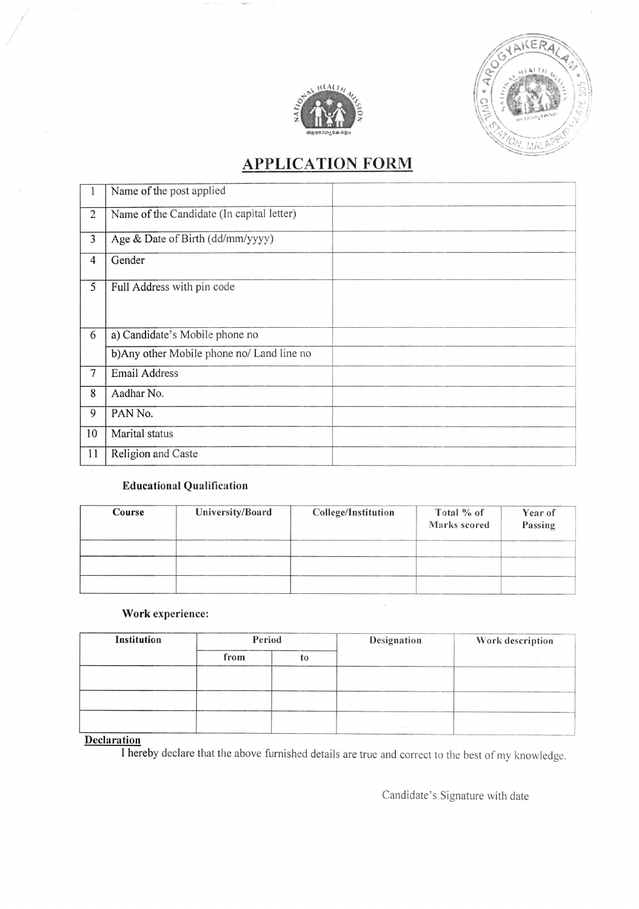# APPLICATION FORM

| | | |
|---|---|---|
| 1 | Name of the post applied | |
| 2 | Name of the Candidate (In capital letter) | |
| 3 | Age & Date of Birth (dd/mm/yyyy) | |
| 4 | Gender | |
| 5 | Full Address with pin code | |
| 6 | a) Candidate's Mobile phone no | |
| | b)Any other Mobile phone no/ Land line no | |
| 7 | Email Address | |
| 8 | Aadhar No. | |
| 9 | PAN No. | |
| 10 | Marital status | |
| 11 | Religion and Caste | |

**Educational Qualification**

| Course | University/Board | College/Institution | Total % of Marks scored | Year of Passing |
|---|---|---|---|---|
| | | | | |
| | | | | |
| | | | | |

**Work experience:**

| Institution | Period | | Designation | Work description |
|---|---|---|---|---|
| | from | to | | |
| | | | | |
| | | | | |
| | | | | |

**Declaration**

I hereby declare that the above furnished details are true and correct to the best of my knowledge.

Candidate's Signature with date